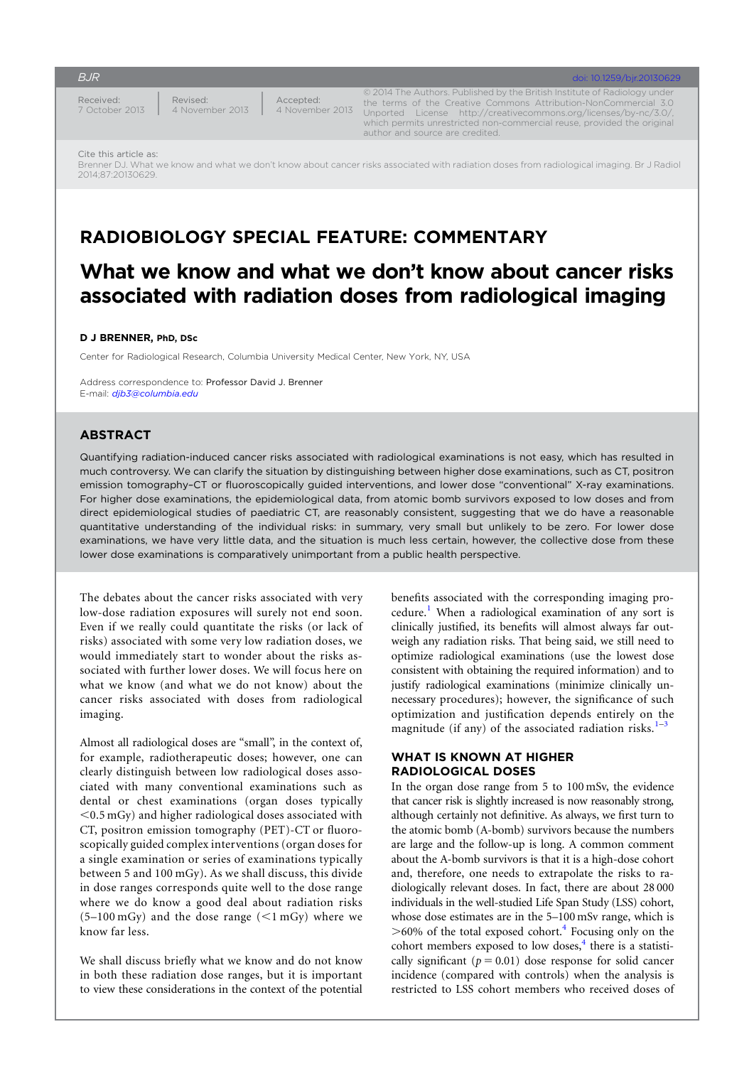Received: 7 October 2013 | Revised: 4 November 2013 | Accepted: 4 November 2013

doi: 10.1259/bjr.20130629

© 2014 The Authors. Published by the British Institute of Radiology under the terms of the Creative Commons Attribution-NonCommercial 3.0 Unported License http://creativecommons.org/licenses/by-nc/3.0/, which permits unrestricted non-commercial reuse, provided the original author and source are credited.

Cite this article as:
Brenner DJ. What we know and what we don't know about cancer risks associated with radiation doses from radiological imaging. Br J Radiol 2014;87:20130629.

## RADIOBIOLOGY SPECIAL FEATURE: COMMENTARY

# What we know and what we don't know about cancer risks associated with radiation doses from radiological imaging

**D J BRENNER, PhD, DSc**

Center for Radiological Research, Columbia University Medical Center, New York, NY, USA

Address correspondence to: Professor David J. Brenner
E-mail: *djb3@columbia.edu*

## ABSTRACT

Quantifying radiation-induced cancer risks associated with radiological examinations is not easy, which has resulted in much controversy. We can clarify the situation by distinguishing between higher dose examinations, such as CT, positron emission tomography–CT or fluoroscopically guided interventions, and lower dose "conventional" X-ray examinations. For higher dose examinations, the epidemiological data, from atomic bomb survivors exposed to low doses and from direct epidemiological studies of paediatric CT, are reasonably consistent, suggesting that we do have a reasonable quantitative understanding of the individual risks: in summary, very small but unlikely to be zero. For lower dose examinations, we have very little data, and the situation is much less certain, however, the collective dose from these lower dose examinations is comparatively unimportant from a public health perspective.

The debates about the cancer risks associated with very low-dose radiation exposures will surely not end soon. Even if we really could quantitate the risks (or lack of risks) associated with some very low radiation doses, we would immediately start to wonder about the risks associated with further lower doses. We will focus here on what we know (and what we do not know) about the cancer risks associated with doses from radiological imaging.

Almost all radiological doses are "small", in the context of, for example, radiotherapeutic doses; however, one can clearly distinguish between low radiological doses associated with many conventional examinations such as dental or chest examinations (organ doses typically <0.5 mGy) and higher radiological doses associated with CT, positron emission tomography (PET)-CT or fluoroscopically guided complex interventions (organ doses for a single examination or series of examinations typically between 5 and 100 mGy). As we shall discuss, this divide in dose ranges corresponds quite well to the dose range where we do know a good deal about radiation risks (5–100 mGy) and the dose range (<1 mGy) where we know far less.

We shall discuss briefly what we know and do not know in both these radiation dose ranges, but it is important to view these considerations in the context of the potential benefits associated with the corresponding imaging procedure.[1] When a radiological examination of any sort is clinically justified, its benefits will almost always far outweigh any radiation risks. That being said, we still need to optimize radiological examinations (use the lowest dose consistent with obtaining the required information) and to justify radiological examinations (minimize clinically unnecessary procedures); however, the significance of such optimization and justification depends entirely on the magnitude (if any) of the associated radiation risks.[1–3]

## WHAT IS KNOWN AT HIGHER RADIOLOGICAL DOSES

In the organ dose range from 5 to 100 mSv, the evidence that cancer risk is slightly increased is now reasonably strong, although certainly not definitive. As always, we first turn to the atomic bomb (A-bomb) survivors because the numbers are large and the follow-up is long. A common comment about the A-bomb survivors is that it is a high-dose cohort and, therefore, one needs to extrapolate the risks to radiologically relevant doses. In fact, there are about 28 000 individuals in the well-studied Life Span Study (LSS) cohort, whose dose estimates are in the 5–100 mSv range, which is >60% of the total exposed cohort.[4] Focusing only on the cohort members exposed to low doses,[4] there is a statistically significant ($p = 0.01$) dose response for solid cancer incidence (compared with controls) when the analysis is restricted to LSS cohort members who received doses of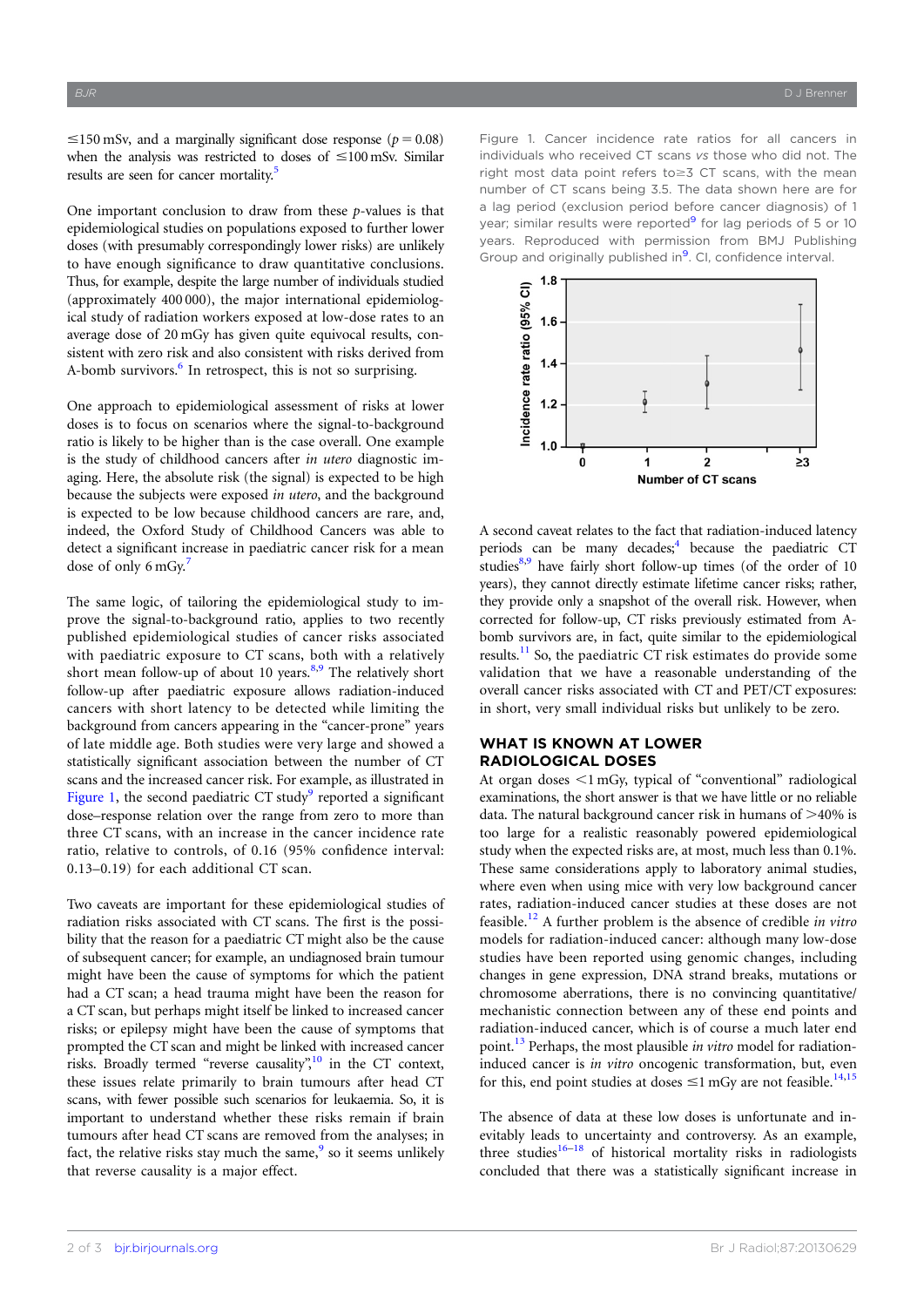≤150 mSv, and a marginally significant dose response ($p = 0.08$) when the analysis was restricted to doses of ≤100 mSv. Similar results are seen for cancer mortality.[5]

One important conclusion to draw from these $p$-values is that epidemiological studies on populations exposed to further lower doses (with presumably correspondingly lower risks) are unlikely to have enough significance to draw quantitative conclusions. Thus, for example, despite the large number of individuals studied (approximately 400 000), the major international epidemiological study of radiation workers exposed at low-dose rates to an average dose of 20 mGy has given quite equivocal results, consistent with zero risk and also consistent with risks derived from A-bomb survivors.[6] In retrospect, this is not so surprising.

One approach to epidemiological assessment of risks at lower doses is to focus on scenarios where the signal-to-background ratio is likely to be higher than is the case overall. One example is the study of childhood cancers after *in utero* diagnostic imaging. Here, the absolute risk (the signal) is expected to be high because the subjects were exposed *in utero*, and the background is expected to be low because childhood cancers are rare, and, indeed, the Oxford Study of Childhood Cancers was able to detect a significant increase in paediatric cancer risk for a mean dose of only 6 mGy.[7]

The same logic, of tailoring the epidemiological study to improve the signal-to-background ratio, applies to two recently published epidemiological studies of cancer risks associated with paediatric exposure to CT scans, both with a relatively short mean follow-up of about 10 years.[8,9] The relatively short follow-up after paediatric exposure allows radiation-induced cancers with short latency to be detected while limiting the background from cancers appearing in the "cancer-prone" years of late middle age. Both studies were very large and showed a statistically significant association between the number of CT scans and the increased cancer risk. For example, as illustrated in Figure 1, the second paediatric CT study[9] reported a significant dose–response relation over the range from zero to more than three CT scans, with an increase in the cancer incidence rate ratio, relative to controls, of 0.16 (95% confidence interval: 0.13–0.19) for each additional CT scan.

Two caveats are important for these epidemiological studies of radiation risks associated with CT scans. The first is the possibility that the reason for a paediatric CT might also be the cause of subsequent cancer; for example, an undiagnosed brain tumour might have been the cause of symptoms for which the patient had a CT scan; a head trauma might have been the reason for a CT scan, but perhaps might itself be linked to increased cancer risks; or epilepsy might have been the cause of symptoms that prompted the CT scan and might be linked with increased cancer risks. Broadly termed "reverse causality",[10] in the CT context, these issues relate primarily to brain tumours after head CT scans, with fewer possible such scenarios for leukaemia. So, it is important to understand whether these risks remain if brain tumours after head CT scans are removed from the analyses; in fact, the relative risks stay much the same,[9] so it seems unlikely that reverse causality is a major effect.

Figure 1. Cancer incidence rate ratios for all cancers in individuals who received CT scans *vs* those who did not. The right most data point refers to ≥3 CT scans, with the mean number of CT scans being 3.5. The data shown here are for a lag period (exclusion period before cancer diagnosis) of 1 year; similar results were reported[9] for lag periods of 5 or 10 years. Reproduced with permission from BMJ Publishing Group and originally published in[9]. CI, confidence interval.

A second caveat relates to the fact that radiation-induced latency periods can be many decades;[4] because the paediatric CT studies[8,9] have fairly short follow-up times (of the order of 10 years), they cannot directly estimate lifetime cancer risks; rather, they provide only a snapshot of the overall risk. However, when corrected for follow-up, CT risks previously estimated from A-bomb survivors are, in fact, quite similar to the epidemiological results.[11] So, the paediatric CT risk estimates do provide some validation that we have a reasonable understanding of the overall cancer risks associated with CT and PET/CT exposures: in short, very small individual risks but unlikely to be zero.

## WHAT IS KNOWN AT LOWER RADIOLOGICAL DOSES

At organ doses <1 mGy, typical of "conventional" radiological examinations, the short answer is that we have little or no reliable data. The natural background cancer risk in humans of >40% is too large for a realistic reasonably powered epidemiological study when the expected risks are, at most, much less than 0.1%. These same considerations apply to laboratory animal studies, where even when using mice with very low background cancer rates, radiation-induced cancer studies at these doses are not feasible.[12] A further problem is the absence of credible *in vitro* models for radiation-induced cancer: although many low-dose studies have been reported using genomic changes, including changes in gene expression, DNA strand breaks, mutations or chromosome aberrations, there is no convincing quantitative/mechanistic connection between any of these end points and radiation-induced cancer, which is of course a much later end point.[13] Perhaps, the most plausible *in vitro* model for radiation-induced cancer is *in vitro* oncogenic transformation, but, even for this, end point studies at doses ≤1 mGy are not feasible.[14,15]

The absence of data at these low doses is unfortunate and inevitably leads to uncertainty and controversy. As an example, three studies[16–18] of historical mortality risks in radiologists concluded that there was a statistically significant increase in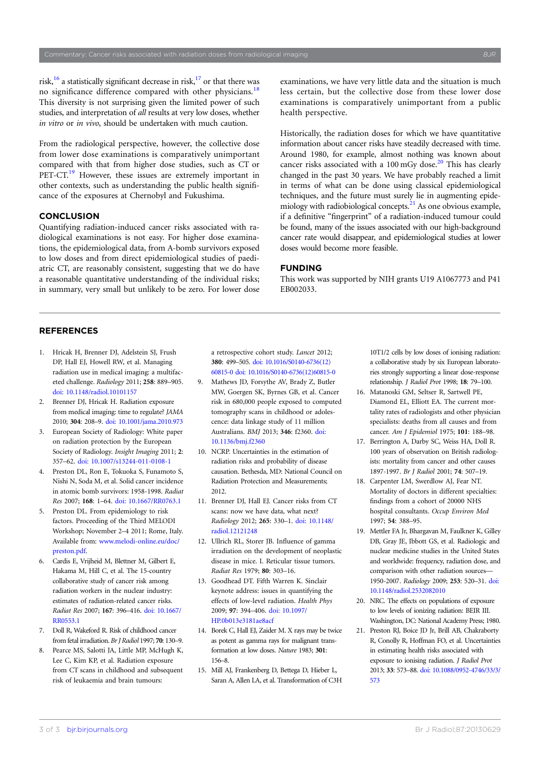risk,[16] a statistically significant decrease in risk,[17] or that there was no significance difference compared with other physicians.[18] This diversity is not surprising given the limited power of such studies, and interpretation of *all* results at very low doses, whether *in vitro* or *in vivo*, should be undertaken with much caution.

From the radiological perspective, however, the collective dose from lower dose examinations is comparatively unimportant compared with that from higher dose studies, such as CT or PET-CT.[19] However, these issues are extremely important in other contexts, such as understanding the public health significance of the exposures at Chernobyl and Fukushima.

## CONCLUSION

Quantifying radiation-induced cancer risks associated with radiological examinations is not easy. For higher dose examinations, the epidemiological data, from A-bomb survivors exposed to low doses and from direct epidemiological studies of paediatric CT, are reasonably consistent, suggesting that we do have a reasonable quantitative understanding of the individual risks; in summary, very small but unlikely to be zero. For lower dose examinations, we have very little data and the situation is much less certain, but the collective dose from these lower dose examinations is comparatively unimportant from a public health perspective.

Historically, the radiation doses for which we have quantitative information about cancer risks have steadily decreased with time. Around 1980, for example, almost nothing was known about cancer risks associated with a 100 mGy dose.[20] This has clearly changed in the past 30 years. We have probably reached a limit in terms of what can be done using classical epidemiological techniques, and the future must surely lie in augmenting epidemiology with radiobiological concepts.[21] As one obvious example, if a definitive "fingerprint" of a radiation-induced tumour could be found, many of the issues associated with our high-background cancer rate would disappear, and epidemiological studies at lower doses would become more feasible.

## FUNDING

This work was supported by NIH grants U19 A1067773 and P41 EB002033.

## REFERENCES

1. Hricak H, Brenner DJ, Adelstein SJ, Frush DP, Hall EJ, Howell RW, et al. Managing radiation use in medical imaging: a multifaceted challenge. *Radiology* 2011; **258**: 889–905. doi: 10.1148/radiol.10101157
2. Brenner DJ, Hricak H. Radiation exposure from medical imaging: time to regulate? *JAMA* 2010; **304**: 208–9. doi: 10.1001/jama.2010.973
3. European Society of Radiology: White paper on radiation protection by the European Society of Radiology. *Insight Imaging* 2011; **2**: 357–62. doi: 10.1007/s13244-011-0108-1
4. Preston DL, Ron E, Tokuoka S, Funamoto S, Nishi N, Soda M, et al. Solid cancer incidence in atomic bomb survivors: 1958-1998. *Radiat Res* 2007; **168**: 1–64. doi: 10.1667/RR0763.1
5. Preston DL. From epidemiology to risk factors. Proceeding of the Third MELODI Workshop; November 2–4 2011; Rome, Italy. Available from: www.melodi-online.eu/doc/preston.pdf.
6. Cardis E, Vrijheid M, Blettner M, Gilbert E, Hakama M, Hill C, et al. The 15-country collaborative study of cancer risk among radiation workers in the nuclear industry: estimates of radiation-related cancer risks. *Radiat Res* 2007; **167**: 396–416. doi: 10.1667/RR0553.1
7. Doll R, Wakeford R. Risk of childhood cancer from fetal irradiation. *Br J Radiol* 1997; **70**: 130–9.
8. Pearce MS, Salotti JA, Little MP, McHugh K, Lee C, Kim KP, et al. Radiation exposure from CT scans in childhood and subsequent risk of leukaemia and brain tumours: a retrospective cohort study. *Lancet* 2012; **380**: 499–505. doi: 10.1016/S0140-6736(12)60815-0 doi: 10.1016/S0140-6736(12)60815-0
9. Mathews JD, Forsythe AV, Brady Z, Butler MW, Goergen SK, Byrnes GB, et al. Cancer risk in 680,000 people exposed to computed tomography scans in childhood or adolescence: data linkage study of 11 million Australians. *BMJ* 2013; **346**: f2360. doi: 10.1136/bmj.f2360
10. NCRP. Uncertainties in the estimation of radiation risks and probability of disease causation. Bethesda, MD: National Council on Radiation Protection and Measurements; 2012.
11. Brenner DJ, Hall EJ. Cancer risks from CT scans: now we have data, what next? *Radiology* 2012; **265**: 330–1. doi: 10.1148/radiol.12121248
12. Ullrich RL, Storer JB. Influence of gamma irradiation on the development of neoplastic disease in mice. I. Reticular tissue tumors. *Radiat Res* 1979; **80**: 303–16.
13. Goodhead DT. Fifth Warren K. Sinclair keynote address: issues in quantifying the effects of low-level radiation. *Health Phys* 2009; **97**: 394–406. doi: 10.1097/HP.0b013e3181ae8acf
14. Borek C, Hall EJ, Zaider M. X rays may be twice as potent as gamma rays for malignant transformation at low doses. *Nature* 1983; **301**: 156–8.
15. Mill AJ, Frankenberg D, Bettega D, Hieber L, Saran A, Allen LA, et al. Transformation of C3H 10T1/2 cells by low doses of ionising radiation: a collaborative study by six European laboratories strongly supporting a linear dose-response relationship. *J Radiol Prot* 1998; **18**: 79–100.
16. Matanoski GM, Seltser R, Sartwell PE, Diamond EL, Elliott EA. The current mortality rates of radiologists and other physician specialists: deaths from all causes and from cancer. *Am J Epidemiol* 1975; **101**: 188–98.
17. Berrington A, Darby SC, Weiss HA, Doll R. 100 years of observation on British radiologists: mortality from cancer and other causes 1897-1997. *Br J Radiol* 2001; **74**: 507–19.
18. Carpenter LM, Swerdlow AJ, Fear NT. Mortality of doctors in different specialties: findings from a cohort of 20000 NHS hospital consultants. *Occup Environ Med* 1997; **54**: 388–95.
19. Mettler FA Jr, Bhargavan M, Faulkner K, Gilley DB, Gray JE, Ibbott GS, et al. Radiologic and nuclear medicine studies in the United States and worldwide: frequency, radiation dose, and comparison with other radiation sources—1950-2007. *Radiology* 2009; **253**: 520–31. doi: 10.1148/radiol.2532082010
20. NRC. The effects on populations of exposure to low levels of ionizing radiation: BEIR III. Washington, DC: National Academy Press; 1980.
21. Preston RJ, Boice JD Jr, Brill AB, Chakraborty R, Conolly R, Hoffman FO, et al. Uncertainties in estimating health risks associated with exposure to ionising radiation. *J Radiol Prot* 2013; **33**: 573–88. doi: 10.1088/0952-4746/33/3/573